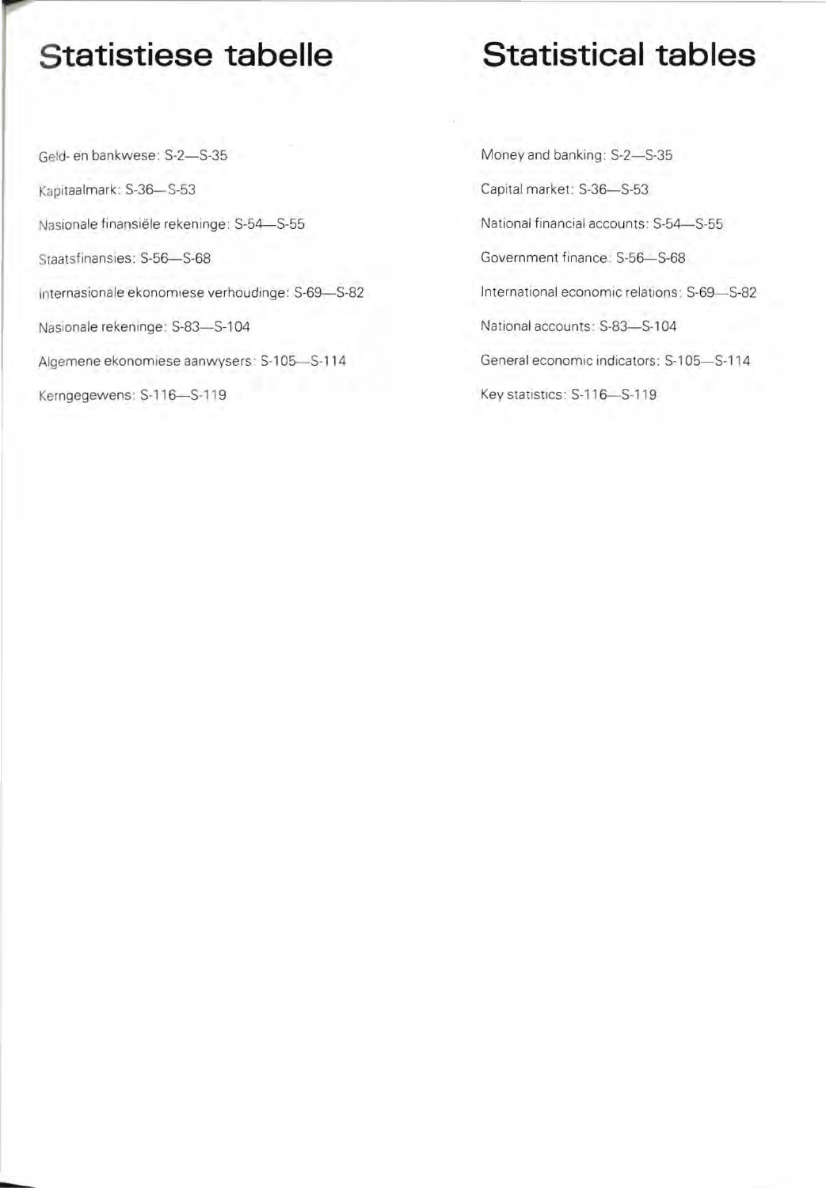# Statistiese tabelle

Geld- en bankwese: S-2—S-35

Kapitaalmark: S-36—S-53

Nasionale finansiële rekeninge: S-54—S-55

Staatsfinansies: S-56—S-68

Internasionale ekonomiese verhoudinge: S-69—S-82

Nasionale rekeninge: S-83—S-104

Algemene ekonomiese aanwysers: S-105—S-114

Kerngegewens: S-116—S-119

# Statistical tables

Money and banking: S-2—S-35

Capital market: S-36—S-53

National financial accounts: S-54—S-55

Government finance: S-56—S-68

International economic relations: S-69—S-82

National accounts: S-83—S-104

General economic indicators: S-105—S-114

Key statistics: S-116—S-119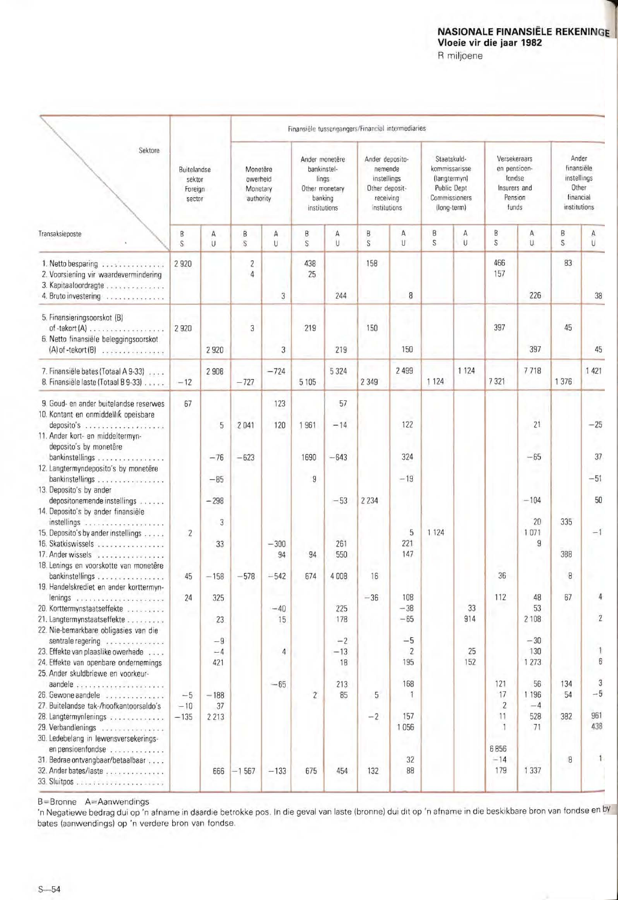**NASIONALE FINANSIËLE REKENINGE**
**Vloeie vir die jaar 1982**
R miljoene

| Transaksieposte / Sektore | Buitelandse sektor Foreign sector | | Finansiële tussengangers/Financial intermediaries | | | | | | | | | | | | | |
|---|---|---|---|---|---|---|---|---|---|---|---|---|---|---|---|---|
| | | | Monetêre owerheid Monetary authority | | Ander monetêre bankinstellings Other monetary banking institutions | | Ander depositonemende instellings Other deposit-receiving institutions | | Staatskuldkommissarisse (langtermyn) Public Dept Commissioners (long-term) | | Versekeraars en pensioenfondse Insurers and Pension funds | | Ander finansiële instellings Other financial institutions | |
| | B S | A U | B S | A U | B S | A U | B S | A U | B S | A U | B S | A U | B S | A U |
| 1. Netto besparing | 2 920 | | 2 | | 438 | | 158 | | | | 466 | | 83 | |
| 2. Voorsiening vir waardevermindering | | | 4 | | 25 | | | | | | 157 | | | |
| 3. Kapitaaloordragte | | | | | | | | | | | | | | |
| 4. Bruto investering | | | | 3 | | 244 | | 8 | | | | 226 | | 38 |
| 5. Finansieringsoorskot (B) of -tekort (A) | 2 920 | | 3 | | 219 | | 150 | | | | 397 | | 45 | |
| 6. Netto finansiële beleggingsoorskot (A) of -tekort (B) | | 2 920 | | 3 | | 219 | | 150 | | | | 397 | | 45 |
| 7. Finansiële bates (Totaal A 9-33) | | 2 908 | | −724 | | 5 324 | | 2 499 | | 1 124 | | 7 718 | | 1 421 |
| 8. Finansiële laste (Totaal B 9-33) | −12 | | −727 | | 5 105 | | 2 349 | | 1 124 | | 7 321 | | 1 376 | |
| 9. Goud- en ander buitelandse reserwes | 67 | | | 123 | | 57 | | | | | | | | |
| 10. Kontant en onmiddellik opeisbare deposito's | | 5 | 2 041 | 120 | 1 961 | −14 | | 122 | | | | 21 | | −25 |
| 11. Ander kort- en middeltermyndeposito's by monetêre bankinstellings | | −76 | −623 | | 1690 | −643 | | 324 | | | | −65 | | 37 |
| 12. Langtermyndeposito's by monetêre bankinstellings | | −85 | | | 9 | | | −19 | | | | | | −51 |
| 13. Deposito's by ander depositonemende instellings | | −298 | | | | −53 | 2 234 | | | | | −104 | | 50 |
| 14. Deposito's by ander finansiële instellings | | 3 | | | | | | | | | | 20 | 335 | |
| 15. Deposito's by ander instellings | 2 | | | | | | | 5 | 1 124 | | | 1 071 | | −1 |
| 16. Skatkiswissels | | 33 | | −300 | | 261 | | 221 | | | | 9 | | |
| 17. Ander wissels | | | | 94 | 94 | 550 | | 147 | | | | | 388 | |
| 18. Lenings en voorskotte van monetêre bankinstellings | 45 | −158 | −578 | −542 | 674 | 4 008 | 16 | | | | 36 | | 8 | |
| 19. Handelskrediet en ander korttermynlenings | 24 | 325 | | | | | −36 | 108 | | | 112 | 48 | 67 | 4 |
| 20. Korttermynstaatseffekte | | | | −40 | | 225 | | −38 | | 33 | | 53 | | |
| 21. Langtermynstaatseffekte | | 23 | | 15 | | 178 | | −65 | | 914 | | 2 108 | | 2 |
| 22. Nie-bemarkbare obligasies van die sentrale regering | | −9 | | | | −2 | | −5 | | | | −30 | | |
| 23. Effekte van plaaslike owerhede | | −4 | | 4 | | −13 | | 2 | | 25 | | 130 | | 1 |
| 24. Effekte van openbare ondernemings | | 421 | | | | 18 | | 195 | | 152 | | 1 273 | | 6 |
| 25. Ander skuldbriewe en voorkeuraandele | | | | −65 | | 213 | | 168 | | | 121 | 56 | 134 | 3 |
| 26. Gewone aandele | −5 | −188 | | | 2 | 85 | 5 | 1 | | | 17 | 1 196 | 54 | −5 |
| 27. Buitelandse tak-/hoofkantoorsaldo's | −10 | 37 | | | | | | | | | 2 | −4 | | |
| 28. Langtermynlenings | −135 | 2 213 | | | | | −2 | 157 | | | 11 | 528 | 382 | 961 |
| 29. Verbandlenings | | | | | | | | 1 056 | | | 1 | 71 | | 438 |
| 30. Ledebelang in lewensversekerings- en pensioenfondse | | | | | | | | | | | 6 856 | | | |
| 31. Bedrae ontvangbaar/betaalbaar | | | | | | | | 32 | | | −14 | | 8 | 1 |
| 32. Ander bates/laste | | 666 | −1 567 | −133 | 675 | 454 | 132 | 88 | | | 179 | 1 337 | | |
| 33. Sluitpos | | | | | | | | | | | | | | |

B=Bronne A=Aanwendings

'n Negatiewe bedrag dui op 'n afname in daardie betrokke pos. In die geval van laste (bronne) dui dit op 'n afname in die beskikbare bron van fondse en by bates (aanwendings) op 'n verdere bron van fondse.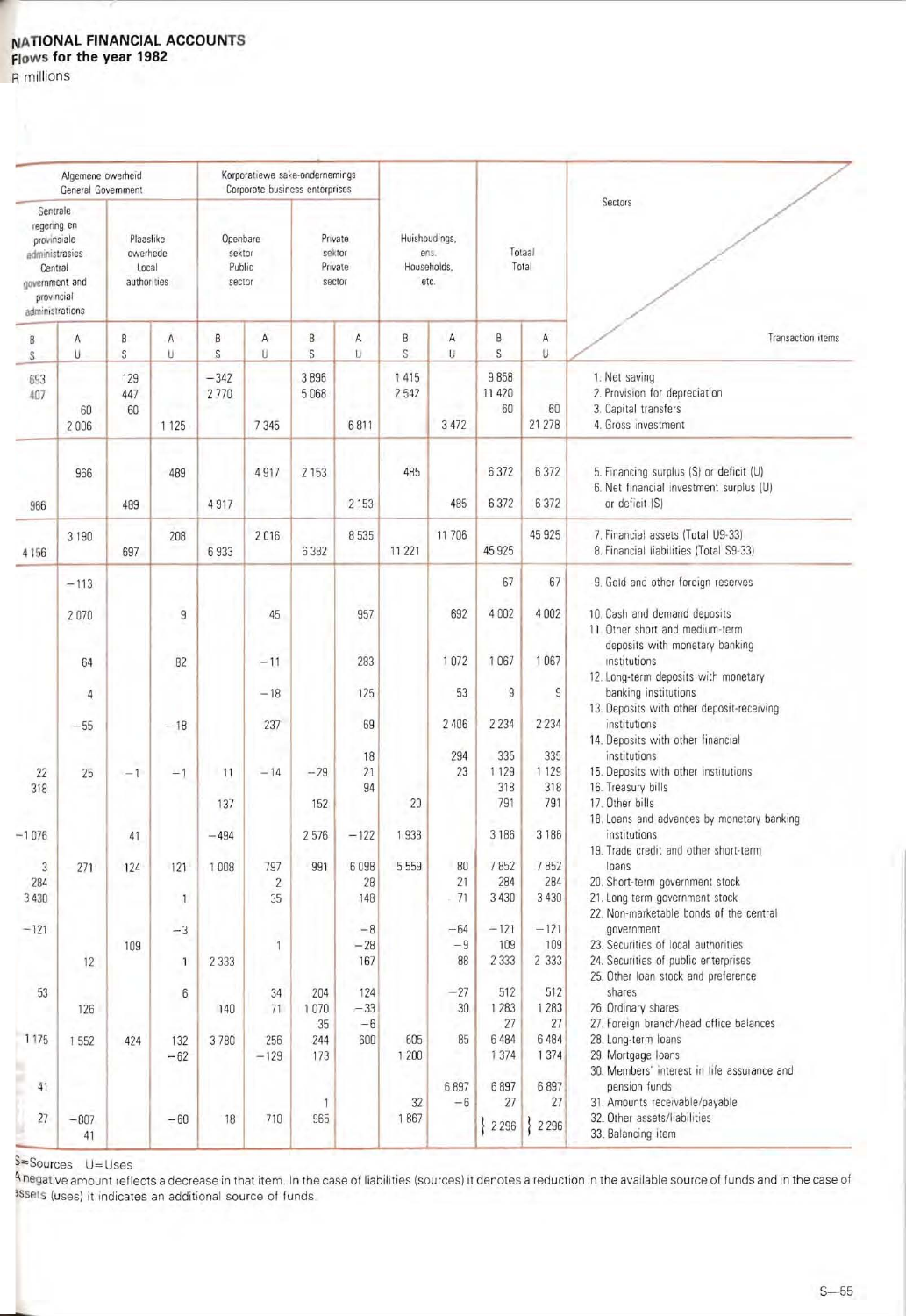## NATIONAL FINANCIAL ACCOUNTS
### Flows for the year 1982

R millions

| Algemene owerheid General Government | | | | Korporatiewe sake-ondernemings Corporate business enterprises | | | | | | | | Sectors |
|---|---|---|---|---|---|---|---|---|---|---|---|---|
| Sentrale regering en provinsiale administrasies Central government and provincial administrations | | Plaaslike owerhede Local authorities | | Openbare sektor Public sector | | Private sektor Private sector | | Huishoudings, ens. Households, etc. | | Totaal Total | | |
| B S | A U | B S | A U | B S | A U | B S | A U | B S | A U | B S | A U | Transaction items |
| 693 | | 129 | | −342 | | 3 896 | | 1 415 | | 9 858 | | 1. Net saving |
| 407 | | 447 | | 2 770 | | 5 068 | | 2 542 | | 11 420 | | 2. Provision for depreciation |
| | 60 | 60 | | | | | | | | 60 | 60 | 3. Capital transfers |
| | 2 006 | | 1 125 | | 7 345 | | 6 811 | | 3 472 | | 21 278 | 4. Gross investment |
| | 966 | | 489 | | 4 917 | 2 153 | | 485 | | 6 372 | 6 372 | 5. Financing surplus (S) or deficit (U) |
| 966 | | 489 | | 4 917 | | | 2 153 | | 485 | 6 372 | 6 372 | 6. Net financial investment surplus (U) or deficit (S) |
| | 3 190 | | 208 | | 2 016 | | 8 535 | | 11 706 | | 45 925 | 7. Financial assets (Total U9-33) |
| 4 156 | | 697 | | 6 933 | | 6 382 | | 11 221 | | 45 925 | | 8. Financial liabilities (Total S9-33) |
| | −113 | | | | | | | | | 67 | 67 | 9. Gold and other foreign reserves |
| | 2 070 | | 9 | | 45 | | 957 | | 692 | 4 002 | 4 002 | 10. Cash and demand deposits |
| | 64 | | 82 | | −11 | | 283 | | 1 072 | 1 067 | 1 067 | 11. Other short and medium-term deposits with monetary banking institutions |
| | 4 | | | | −18 | | 125 | | 53 | 9 | 9 | 12. Long-term deposits with monetary banking institutions |
| | −55 | | −18 | | 237 | | 69 | | 2 406 | 2 234 | 2 234 | 13. Deposits with other deposit-receiving institutions |
| | | | | | | | 18 | | 294 | 335 | 335 | 14. Deposits with other financial institutions |
| 22 | 25 | −1 | −1 | 11 | −14 | −29 | 21 | | 23 | 1 129 | 1 129 | 15. Deposits with other institutions |
| 318 | | | | | | | 94 | | | 318 | 318 | 16. Treasury bills |
| | | | | 137 | | 152 | | 20 | | 791 | 791 | 17. Other bills |
| −1 076 | | 41 | | −494 | | 2 576 | −122 | 1 938 | | 3 186 | 3 186 | 18. Loans and advances by monetary banking institutions |
| 3 | 271 | 124 | 121 | 1 008 | 797 | 991 | 6 098 | 5 559 | 80 | 7 852 | 7 852 | 19. Trade credit and other short-term loans |
| 284 | | | | | 2 | | 28 | | 21 | 284 | 284 | 20. Short-term government stock |
| 3 430 | | | 1 | | 35 | | 148 | | 71 | 3 430 | 3 430 | 21. Long-term government stock |
| −121 | | | −3 | | | | −8 | | −64 | −121 | −121 | 22. Non-marketable bonds of the central government |
| | | 109 | | | 1 | | −28 | | −9 | 109 | 109 | 23. Securities of local authorities |
| | 12 | | 1 | 2 333 | | | 167 | | 88 | 2 333 | 2 333 | 24. Securities of public enterprises |
| 53 | | | 6 | | 34 | 204 | 124 | | −27 | 512 | 512 | 25. Other loan stock and preference shares |
| | 126 | | | 140 | 71 | 1 070 | −33 | | 30 | 1 283 | 1 283 | 26. Ordinary shares |
| | | | | | | 35 | −6 | | | 27 | 27 | 27. Foreign branch/head office balances |
| 1 175 | 1 552 | 424 | 132 | 3 780 | 256 | 244 | 600 | 605 | 85 | 6 484 | 6 484 | 28. Long-term loans |
| | | | −62 | | −129 | 173 | | 1 200 | | 1 374 | 1 374 | 29. Mortgage loans |
| 41 | | | | | | | | | 6 897 | 6 897 | 6 897 | 30. Members' interest in life assurance and pension funds |
| | | | | | | 1 | | 32 | −6 | 27 | 27 | 31. Amounts receivable/payable |
| 27 | −807 | | −60 | 18 | 710 | 965 | | 1 867 | | } 2 296 | } 2 296 | 32. Other assets/liabilities |
| | 41 | | | | | | | | | | | 33. Balancing item |

S=Sources U=Uses

A negative amount reflects a decrease in that item. In the case of liabilities (sources) it denotes a reduction in the available source of funds and in the case of assets (uses) it indicates an additional source of funds.